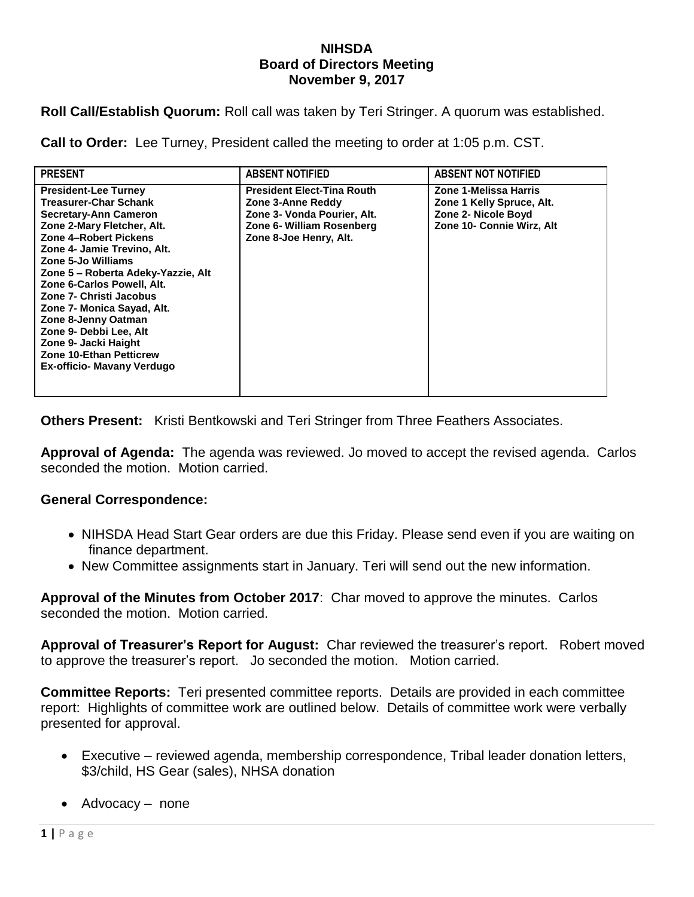**NIHSDA**
**Board of Directors Meeting**
**November 9, 2017**

**Roll Call/Establish Quorum:** Roll call was taken by Teri Stringer. A quorum was established.

**Call to Order:** Lee Turney, President called the meeting to order at 1:05 p.m. CST.

| PRESENT | ABSENT NOTIFIED | ABSENT NOT NOTIFIED |
|---|---|---|
| **President-Lee Turney**<br>**Treasurer-Char Schank**<br>**Secretary-Ann Cameron**<br>**Zone 2-Mary Fletcher, Alt.**<br>**Zone 4–Robert Pickens**<br>**Zone 4- Jamie Trevino, Alt.**<br>**Zone 5-Jo Williams**<br>**Zone 5 – Roberta Adeky-Yazzie, Alt**<br>**Zone 6-Carlos Powell, Alt.**<br>**Zone 7- Christi Jacobus**<br>**Zone 7- Monica Sayad, Alt.**<br>**Zone 8-Jenny Oatman**<br>**Zone 9- Debbi Lee, Alt**<br>**Zone 9- Jacki Haight**<br>**Zone 10-Ethan Petticrew**<br>**Ex-officio- Mavany Verdugo** | **President Elect-Tina Routh**<br>**Zone 3-Anne Reddy**<br>**Zone 3- Vonda Pourier, Alt.**<br>**Zone 6- William Rosenberg**<br>**Zone 8-Joe Henry, Alt.** | **Zone 1-Melissa Harris**<br>**Zone 1 Kelly Spruce, Alt.**<br>**Zone 2- Nicole Boyd**<br>**Zone 10- Connie Wirz, Alt** |

**Others Present:** Kristi Bentkowski and Teri Stringer from Three Feathers Associates.

**Approval of Agenda:** The agenda was reviewed. Jo moved to accept the revised agenda. Carlos seconded the motion. Motion carried.

**General Correspondence:**

- NIHSDA Head Start Gear orders are due this Friday. Please send even if you are waiting on finance department.
- New Committee assignments start in January. Teri will send out the new information.

**Approval of the Minutes from October 2017**: Char moved to approve the minutes. Carlos seconded the motion. Motion carried.

**Approval of Treasurer's Report for August:** Char reviewed the treasurer's report. Robert moved to approve the treasurer's report. Jo seconded the motion. Motion carried.

**Committee Reports:** Teri presented committee reports. Details are provided in each committee report: Highlights of committee work are outlined below. Details of committee work were verbally presented for approval.

- Executive – reviewed agenda, membership correspondence, Tribal leader donation letters, $3/child, HS Gear (sales), NHSA donation
- Advocacy – none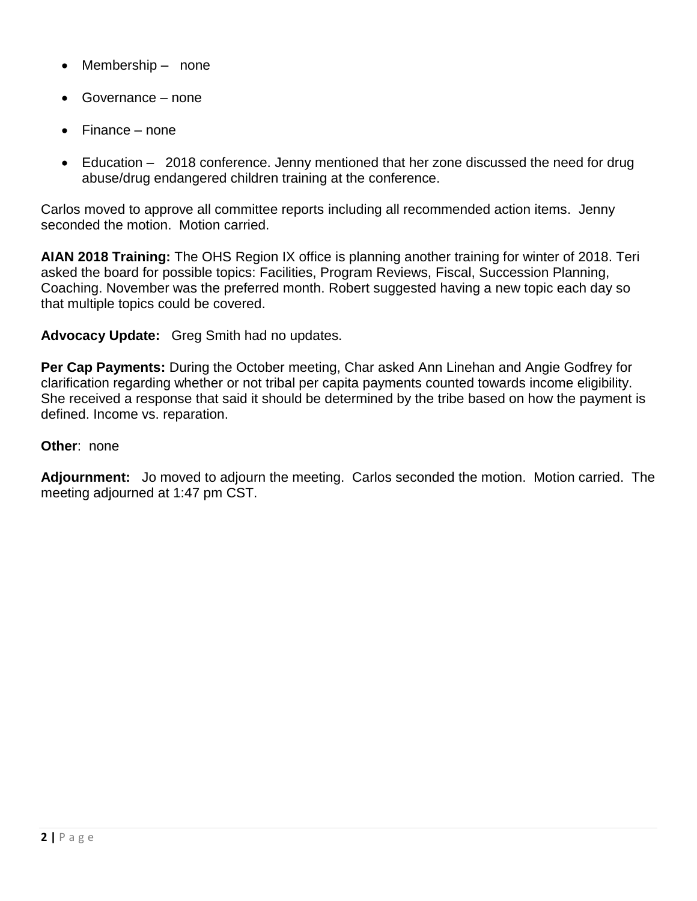- Membership – none
- Governance – none
- Finance – none
- Education – 2018 conference. Jenny mentioned that her zone discussed the need for drug abuse/drug endangered children training at the conference.

Carlos moved to approve all committee reports including all recommended action items. Jenny seconded the motion. Motion carried.

**AIAN 2018 Training:** The OHS Region IX office is planning another training for winter of 2018. Teri asked the board for possible topics: Facilities, Program Reviews, Fiscal, Succession Planning, Coaching. November was the preferred month. Robert suggested having a new topic each day so that multiple topics could be covered.

**Advocacy Update:** Greg Smith had no updates.

**Per Cap Payments:** During the October meeting, Char asked Ann Linehan and Angie Godfrey for clarification regarding whether or not tribal per capita payments counted towards income eligibility. She received a response that said it should be determined by the tribe based on how the payment is defined. Income vs. reparation.

**Other**: none

**Adjournment:** Jo moved to adjourn the meeting. Carlos seconded the motion. Motion carried. The meeting adjourned at 1:47 pm CST.